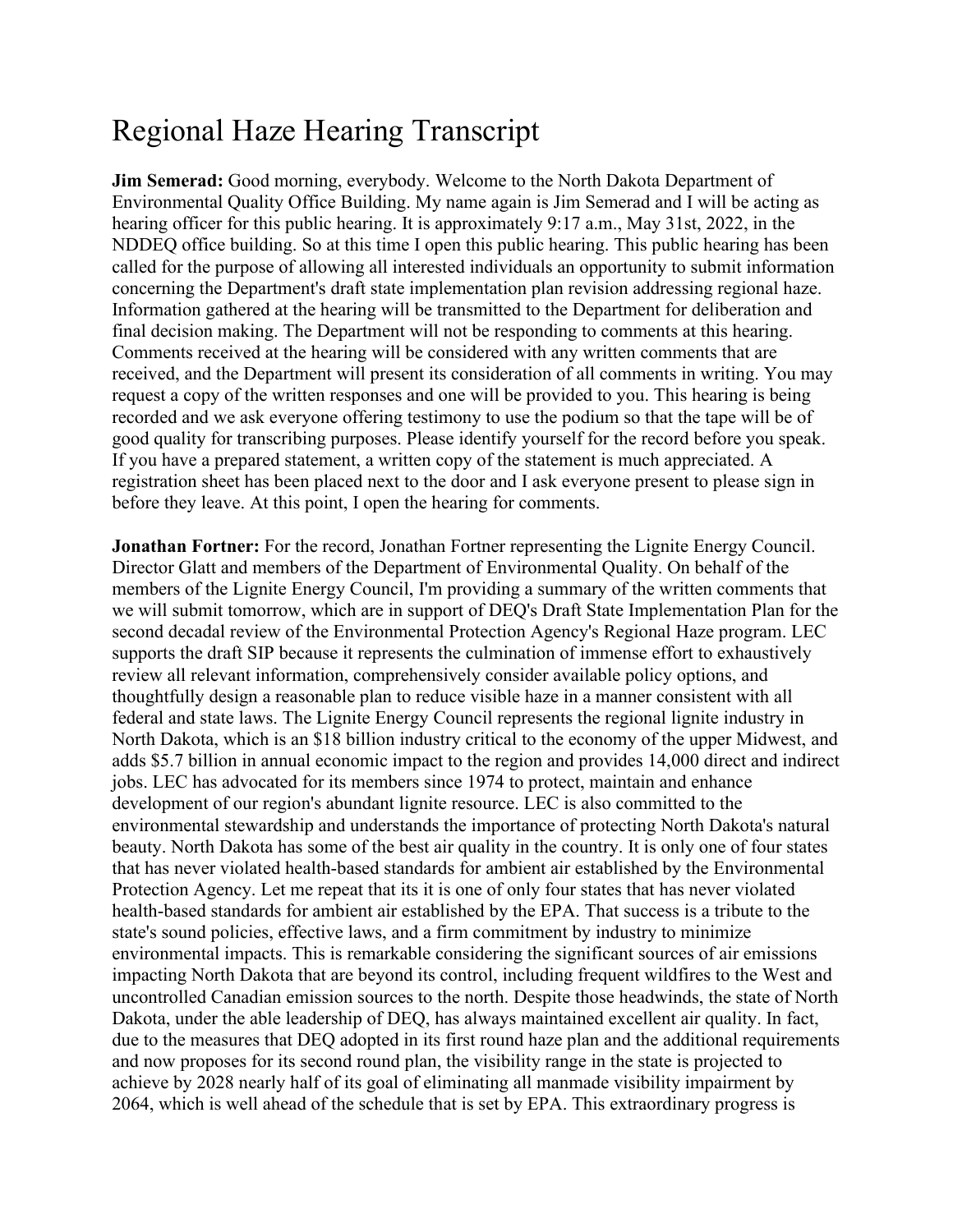# Regional Haze Hearing Transcript

**Jim Semerad:** Good morning, everybody. Welcome to the North Dakota Department of Environmental Quality Office Building. My name again is Jim Semerad and I will be acting as hearing officer for this public hearing. It is approximately 9:17 a.m., May 31st, 2022, in the NDDEQ office building. So at this time I open this public hearing. This public hearing has been called for the purpose of allowing all interested individuals an opportunity to submit information concerning the Department's draft state implementation plan revision addressing regional haze. Information gathered at the hearing will be transmitted to the Department for deliberation and final decision making. The Department will not be responding to comments at this hearing. Comments received at the hearing will be considered with any written comments that are received, and the Department will present its consideration of all comments in writing. You may request a copy of the written responses and one will be provided to you. This hearing is being recorded and we ask everyone offering testimony to use the podium so that the tape will be of good quality for transcribing purposes. Please identify yourself for the record before you speak. If you have a prepared statement, a written copy of the statement is much appreciated. A registration sheet has been placed next to the door and I ask everyone present to please sign in before they leave. At this point, I open the hearing for comments.

**Jonathan Fortner:** For the record, Jonathan Fortner representing the Lignite Energy Council. Director Glatt and members of the Department of Environmental Quality. On behalf of the members of the Lignite Energy Council, I'm providing a summary of the written comments that we will submit tomorrow, which are in support of DEQ's Draft State Implementation Plan for the second decadal review of the Environmental Protection Agency's Regional Haze program. LEC supports the draft SIP because it represents the culmination of immense effort to exhaustively review all relevant information, comprehensively consider available policy options, and thoughtfully design a reasonable plan to reduce visible haze in a manner consistent with all federal and state laws. The Lignite Energy Council represents the regional lignite industry in North Dakota, which is an $18 billion industry critical to the economy of the upper Midwest, and adds $5.7 billion in annual economic impact to the region and provides 14,000 direct and indirect jobs. LEC has advocated for its members since 1974 to protect, maintain and enhance development of our region's abundant lignite resource. LEC is also committed to the environmental stewardship and understands the importance of protecting North Dakota's natural beauty. North Dakota has some of the best air quality in the country. It is only one of four states that has never violated health-based standards for ambient air established by the Environmental Protection Agency. Let me repeat that its it is one of only four states that has never violated health-based standards for ambient air established by the EPA. That success is a tribute to the state's sound policies, effective laws, and a firm commitment by industry to minimize environmental impacts. This is remarkable considering the significant sources of air emissions impacting North Dakota that are beyond its control, including frequent wildfires to the West and uncontrolled Canadian emission sources to the north. Despite those headwinds, the state of North Dakota, under the able leadership of DEQ, has always maintained excellent air quality. In fact, due to the measures that DEQ adopted in its first round haze plan and the additional requirements and now proposes for its second round plan, the visibility range in the state is projected to achieve by 2028 nearly half of its goal of eliminating all manmade visibility impairment by 2064, which is well ahead of the schedule that is set by EPA. This extraordinary progress is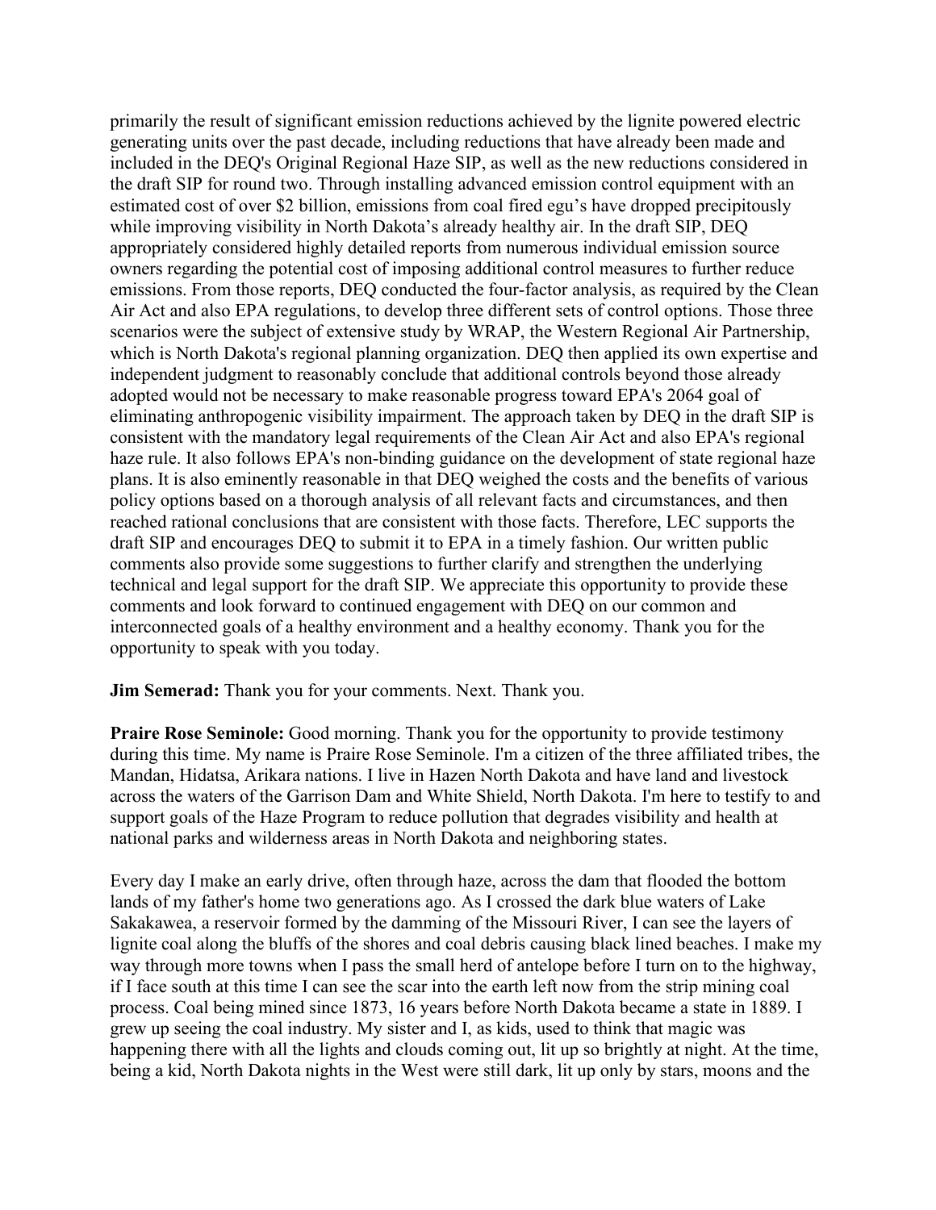primarily the result of significant emission reductions achieved by the lignite powered electric generating units over the past decade, including reductions that have already been made and included in the DEQ's Original Regional Haze SIP, as well as the new reductions considered in the draft SIP for round two. Through installing advanced emission control equipment with an estimated cost of over $2 billion, emissions from coal fired egu's have dropped precipitously while improving visibility in North Dakota's already healthy air. In the draft SIP, DEQ appropriately considered highly detailed reports from numerous individual emission source owners regarding the potential cost of imposing additional control measures to further reduce emissions. From those reports, DEQ conducted the four-factor analysis, as required by the Clean Air Act and also EPA regulations, to develop three different sets of control options. Those three scenarios were the subject of extensive study by WRAP, the Western Regional Air Partnership, which is North Dakota's regional planning organization. DEQ then applied its own expertise and independent judgment to reasonably conclude that additional controls beyond those already adopted would not be necessary to make reasonable progress toward EPA's 2064 goal of eliminating anthropogenic visibility impairment. The approach taken by DEQ in the draft SIP is consistent with the mandatory legal requirements of the Clean Air Act and also EPA's regional haze rule. It also follows EPA's non-binding guidance on the development of state regional haze plans. It is also eminently reasonable in that DEQ weighed the costs and the benefits of various policy options based on a thorough analysis of all relevant facts and circumstances, and then reached rational conclusions that are consistent with those facts. Therefore, LEC supports the draft SIP and encourages DEQ to submit it to EPA in a timely fashion. Our written public comments also provide some suggestions to further clarify and strengthen the underlying technical and legal support for the draft SIP. We appreciate this opportunity to provide these comments and look forward to continued engagement with DEQ on our common and interconnected goals of a healthy environment and a healthy economy. Thank you for the opportunity to speak with you today.

**Jim Semerad:** Thank you for your comments. Next. Thank you.

**Praire Rose Seminole:** Good morning. Thank you for the opportunity to provide testimony during this time. My name is Praire Rose Seminole. I'm a citizen of the three affiliated tribes, the Mandan, Hidatsa, Arikara nations. I live in Hazen North Dakota and have land and livestock across the waters of the Garrison Dam and White Shield, North Dakota. I'm here to testify to and support goals of the Haze Program to reduce pollution that degrades visibility and health at national parks and wilderness areas in North Dakota and neighboring states.

Every day I make an early drive, often through haze, across the dam that flooded the bottom lands of my father's home two generations ago. As I crossed the dark blue waters of Lake Sakakawea, a reservoir formed by the damming of the Missouri River, I can see the layers of lignite coal along the bluffs of the shores and coal debris causing black lined beaches. I make my way through more towns when I pass the small herd of antelope before I turn on to the highway, if I face south at this time I can see the scar into the earth left now from the strip mining coal process. Coal being mined since 1873, 16 years before North Dakota became a state in 1889. I grew up seeing the coal industry. My sister and I, as kids, used to think that magic was happening there with all the lights and clouds coming out, lit up so brightly at night. At the time, being a kid, North Dakota nights in the West were still dark, lit up only by stars, moons and the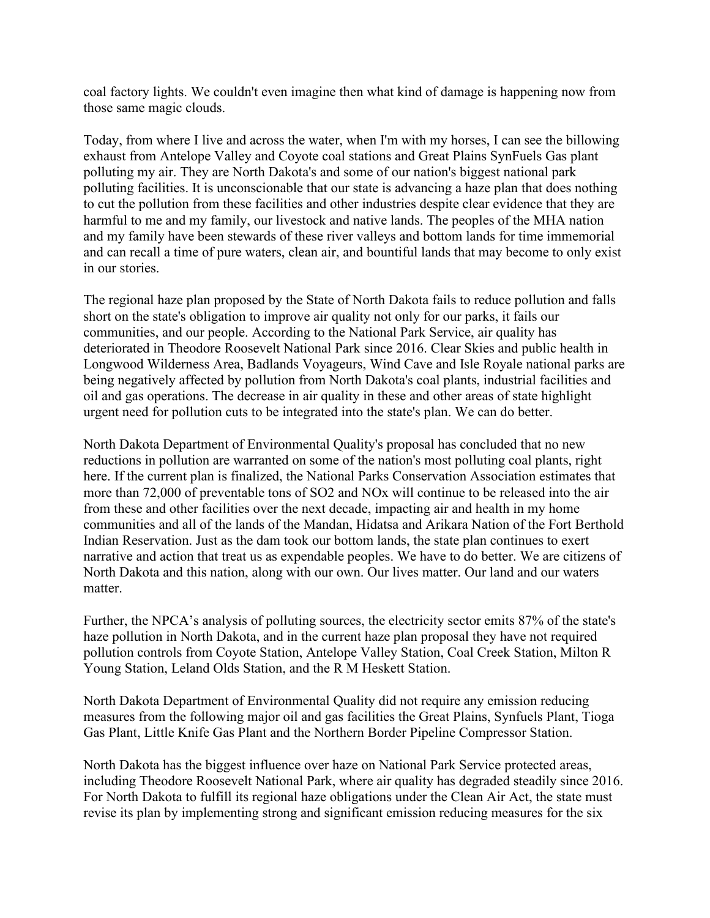coal factory lights. We couldn't even imagine then what kind of damage is happening now from those same magic clouds.

Today, from where I live and across the water, when I'm with my horses, I can see the billowing exhaust from Antelope Valley and Coyote coal stations and Great Plains SynFuels Gas plant polluting my air. They are North Dakota's and some of our nation's biggest national park polluting facilities. It is unconscionable that our state is advancing a haze plan that does nothing to cut the pollution from these facilities and other industries despite clear evidence that they are harmful to me and my family, our livestock and native lands. The peoples of the MHA nation and my family have been stewards of these river valleys and bottom lands for time immemorial and can recall a time of pure waters, clean air, and bountiful lands that may become to only exist in our stories.

The regional haze plan proposed by the State of North Dakota fails to reduce pollution and falls short on the state's obligation to improve air quality not only for our parks, it fails our communities, and our people. According to the National Park Service, air quality has deteriorated in Theodore Roosevelt National Park since 2016. Clear Skies and public health in Longwood Wilderness Area, Badlands Voyageurs, Wind Cave and Isle Royale national parks are being negatively affected by pollution from North Dakota's coal plants, industrial facilities and oil and gas operations. The decrease in air quality in these and other areas of state highlight urgent need for pollution cuts to be integrated into the state's plan. We can do better.

North Dakota Department of Environmental Quality's proposal has concluded that no new reductions in pollution are warranted on some of the nation's most polluting coal plants, right here. If the current plan is finalized, the National Parks Conservation Association estimates that more than 72,000 of preventable tons of SO2 and NOx will continue to be released into the air from these and other facilities over the next decade, impacting air and health in my home communities and all of the lands of the Mandan, Hidatsa and Arikara Nation of the Fort Berthold Indian Reservation. Just as the dam took our bottom lands, the state plan continues to exert narrative and action that treat us as expendable peoples. We have to do better. We are citizens of North Dakota and this nation, along with our own. Our lives matter. Our land and our waters matter.

Further, the NPCA's analysis of polluting sources, the electricity sector emits 87% of the state's haze pollution in North Dakota, and in the current haze plan proposal they have not required pollution controls from Coyote Station, Antelope Valley Station, Coal Creek Station, Milton R Young Station, Leland Olds Station, and the R M Heskett Station.

North Dakota Department of Environmental Quality did not require any emission reducing measures from the following major oil and gas facilities the Great Plains, Synfuels Plant, Tioga Gas Plant, Little Knife Gas Plant and the Northern Border Pipeline Compressor Station.

North Dakota has the biggest influence over haze on National Park Service protected areas, including Theodore Roosevelt National Park, where air quality has degraded steadily since 2016. For North Dakota to fulfill its regional haze obligations under the Clean Air Act, the state must revise its plan by implementing strong and significant emission reducing measures for the six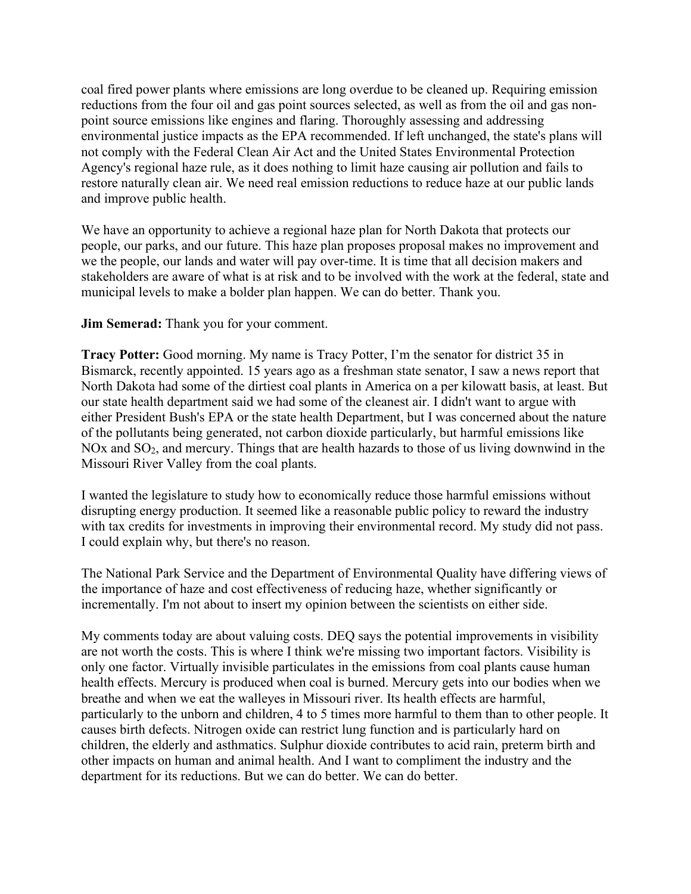coal fired power plants where emissions are long overdue to be cleaned up. Requiring emission reductions from the four oil and gas point sources selected, as well as from the oil and gas non-point source emissions like engines and flaring. Thoroughly assessing and addressing environmental justice impacts as the EPA recommended. If left unchanged, the state's plans will not comply with the Federal Clean Air Act and the United States Environmental Protection Agency's regional haze rule, as it does nothing to limit haze causing air pollution and fails to restore naturally clean air. We need real emission reductions to reduce haze at our public lands and improve public health.

We have an opportunity to achieve a regional haze plan for North Dakota that protects our people, our parks, and our future. This haze plan proposes proposal makes no improvement and we the people, our lands and water will pay over-time. It is time that all decision makers and stakeholders are aware of what is at risk and to be involved with the work at the federal, state and municipal levels to make a bolder plan happen. We can do better. Thank you.

**Jim Semerad:** Thank you for your comment.

**Tracy Potter:** Good morning. My name is Tracy Potter, I'm the senator for district 35 in Bismarck, recently appointed. 15 years ago as a freshman state senator, I saw a news report that North Dakota had some of the dirtiest coal plants in America on a per kilowatt basis, at least. But our state health department said we had some of the cleanest air. I didn't want to argue with either President Bush's EPA or the state health Department, but I was concerned about the nature of the pollutants being generated, not carbon dioxide particularly, but harmful emissions like $NO_x$ and $SO_2$, and mercury. Things that are health hazards to those of us living downwind in the Missouri River Valley from the coal plants.

I wanted the legislature to study how to economically reduce those harmful emissions without disrupting energy production. It seemed like a reasonable public policy to reward the industry with tax credits for investments in improving their environmental record. My study did not pass. I could explain why, but there's no reason.

The National Park Service and the Department of Environmental Quality have differing views of the importance of haze and cost effectiveness of reducing haze, whether significantly or incrementally. I'm not about to insert my opinion between the scientists on either side.

My comments today are about valuing costs. DEQ says the potential improvements in visibility are not worth the costs. This is where I think we're missing two important factors. Visibility is only one factor. Virtually invisible particulates in the emissions from coal plants cause human health effects. Mercury is produced when coal is burned. Mercury gets into our bodies when we breathe and when we eat the walleyes in Missouri river. Its health effects are harmful, particularly to the unborn and children, 4 to 5 times more harmful to them than to other people. It causes birth defects. Nitrogen oxide can restrict lung function and is particularly hard on children, the elderly and asthmatics. Sulphur dioxide contributes to acid rain, preterm birth and other impacts on human and animal health. And I want to compliment the industry and the department for its reductions. But we can do better. We can do better.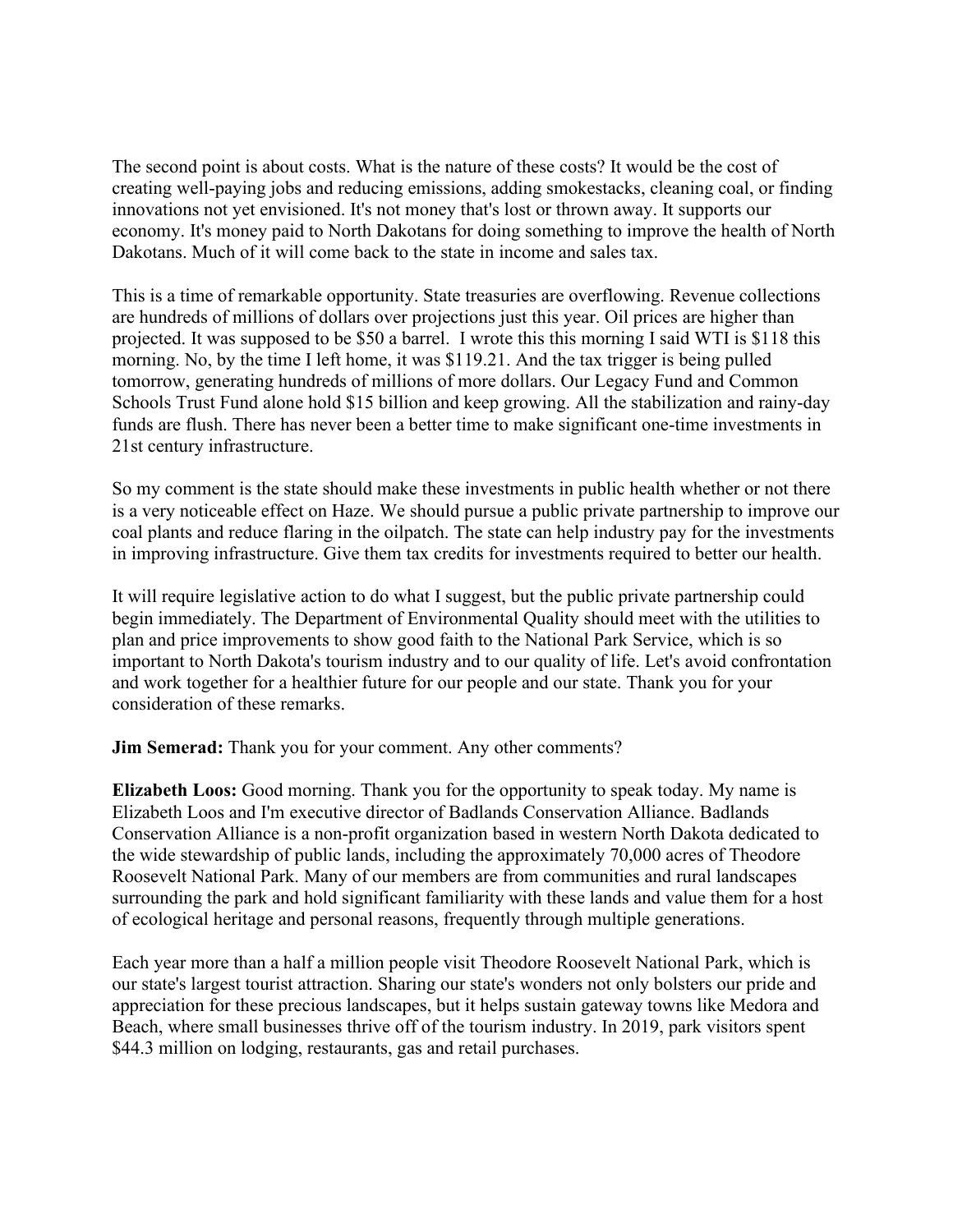The second point is about costs. What is the nature of these costs? It would be the cost of creating well-paying jobs and reducing emissions, adding smokestacks, cleaning coal, or finding innovations not yet envisioned. It's not money that's lost or thrown away. It supports our economy. It's money paid to North Dakotans for doing something to improve the health of North Dakotans. Much of it will come back to the state in income and sales tax.

This is a time of remarkable opportunity. State treasuries are overflowing. Revenue collections are hundreds of millions of dollars over projections just this year. Oil prices are higher than projected. It was supposed to be $50 a barrel. I wrote this this morning I said WTI is $118 this morning. No, by the time I left home, it was $119.21. And the tax trigger is being pulled tomorrow, generating hundreds of millions of more dollars. Our Legacy Fund and Common Schools Trust Fund alone hold $15 billion and keep growing. All the stabilization and rainy-day funds are flush. There has never been a better time to make significant one-time investments in 21st century infrastructure.

So my comment is the state should make these investments in public health whether or not there is a very noticeable effect on Haze. We should pursue a public private partnership to improve our coal plants and reduce flaring in the oilpatch. The state can help industry pay for the investments in improving infrastructure. Give them tax credits for investments required to better our health.

It will require legislative action to do what I suggest, but the public private partnership could begin immediately. The Department of Environmental Quality should meet with the utilities to plan and price improvements to show good faith to the National Park Service, which is so important to North Dakota's tourism industry and to our quality of life. Let's avoid confrontation and work together for a healthier future for our people and our state. Thank you for your consideration of these remarks.

**Jim Semerad:** Thank you for your comment. Any other comments?

**Elizabeth Loos:** Good morning. Thank you for the opportunity to speak today. My name is Elizabeth Loos and I'm executive director of Badlands Conservation Alliance. Badlands Conservation Alliance is a non-profit organization based in western North Dakota dedicated to the wide stewardship of public lands, including the approximately 70,000 acres of Theodore Roosevelt National Park. Many of our members are from communities and rural landscapes surrounding the park and hold significant familiarity with these lands and value them for a host of ecological heritage and personal reasons, frequently through multiple generations.

Each year more than a half a million people visit Theodore Roosevelt National Park, which is our state's largest tourist attraction. Sharing our state's wonders not only bolsters our pride and appreciation for these precious landscapes, but it helps sustain gateway towns like Medora and Beach, where small businesses thrive off of the tourism industry. In 2019, park visitors spent $44.3 million on lodging, restaurants, gas and retail purchases.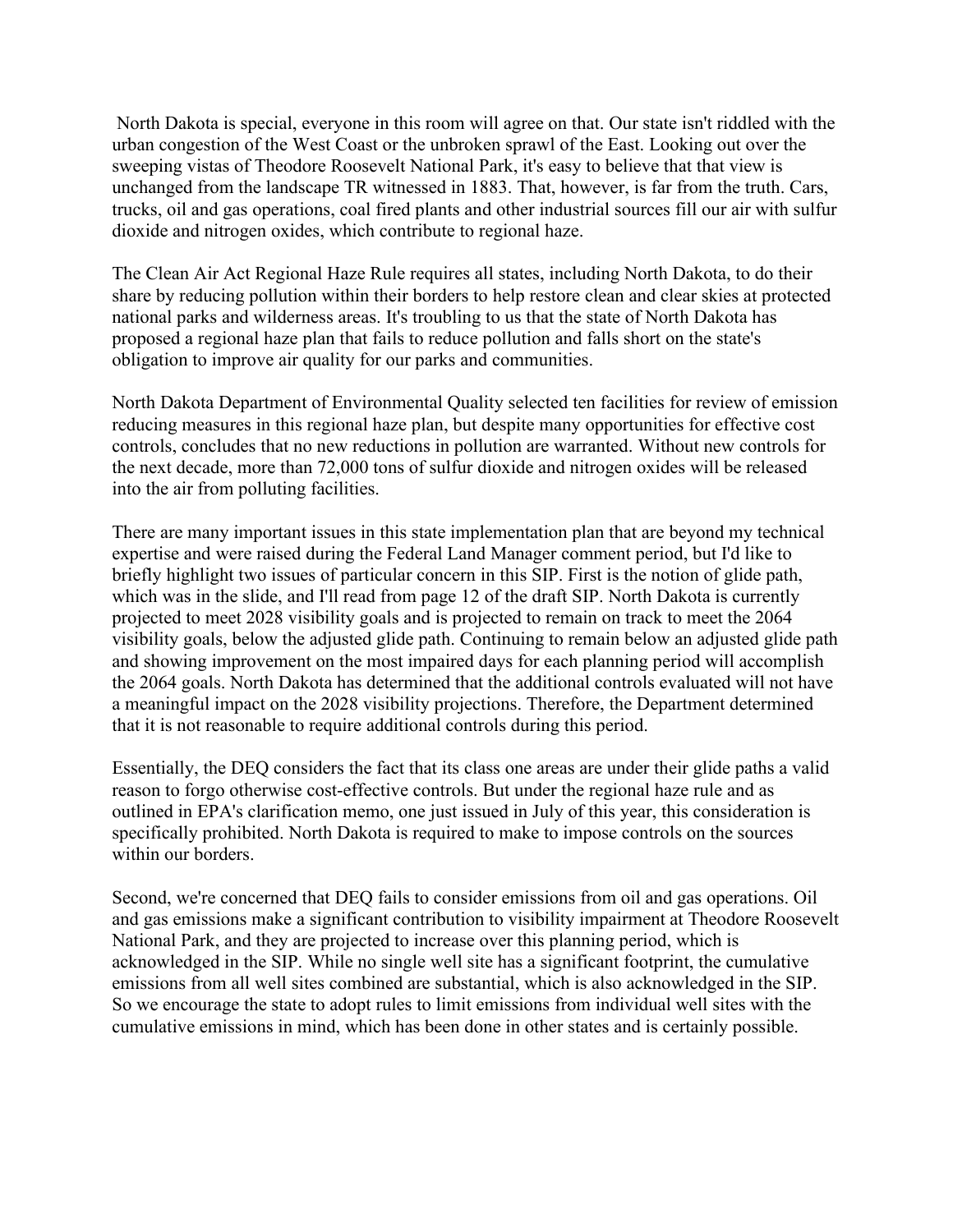North Dakota is special, everyone in this room will agree on that. Our state isn't riddled with the urban congestion of the West Coast or the unbroken sprawl of the East. Looking out over the sweeping vistas of Theodore Roosevelt National Park, it's easy to believe that that view is unchanged from the landscape TR witnessed in 1883. That, however, is far from the truth. Cars, trucks, oil and gas operations, coal fired plants and other industrial sources fill our air with sulfur dioxide and nitrogen oxides, which contribute to regional haze.

The Clean Air Act Regional Haze Rule requires all states, including North Dakota, to do their share by reducing pollution within their borders to help restore clean and clear skies at protected national parks and wilderness areas. It's troubling to us that the state of North Dakota has proposed a regional haze plan that fails to reduce pollution and falls short on the state's obligation to improve air quality for our parks and communities.

North Dakota Department of Environmental Quality selected ten facilities for review of emission reducing measures in this regional haze plan, but despite many opportunities for effective cost controls, concludes that no new reductions in pollution are warranted. Without new controls for the next decade, more than 72,000 tons of sulfur dioxide and nitrogen oxides will be released into the air from polluting facilities.

There are many important issues in this state implementation plan that are beyond my technical expertise and were raised during the Federal Land Manager comment period, but I'd like to briefly highlight two issues of particular concern in this SIP. First is the notion of glide path, which was in the slide, and I'll read from page 12 of the draft SIP. North Dakota is currently projected to meet 2028 visibility goals and is projected to remain on track to meet the 2064 visibility goals, below the adjusted glide path. Continuing to remain below an adjusted glide path and showing improvement on the most impaired days for each planning period will accomplish the 2064 goals. North Dakota has determined that the additional controls evaluated will not have a meaningful impact on the 2028 visibility projections. Therefore, the Department determined that it is not reasonable to require additional controls during this period.

Essentially, the DEQ considers the fact that its class one areas are under their glide paths a valid reason to forgo otherwise cost-effective controls. But under the regional haze rule and as outlined in EPA's clarification memo, one just issued in July of this year, this consideration is specifically prohibited. North Dakota is required to make to impose controls on the sources within our borders.

Second, we're concerned that DEQ fails to consider emissions from oil and gas operations. Oil and gas emissions make a significant contribution to visibility impairment at Theodore Roosevelt National Park, and they are projected to increase over this planning period, which is acknowledged in the SIP. While no single well site has a significant footprint, the cumulative emissions from all well sites combined are substantial, which is also acknowledged in the SIP. So we encourage the state to adopt rules to limit emissions from individual well sites with the cumulative emissions in mind, which has been done in other states and is certainly possible.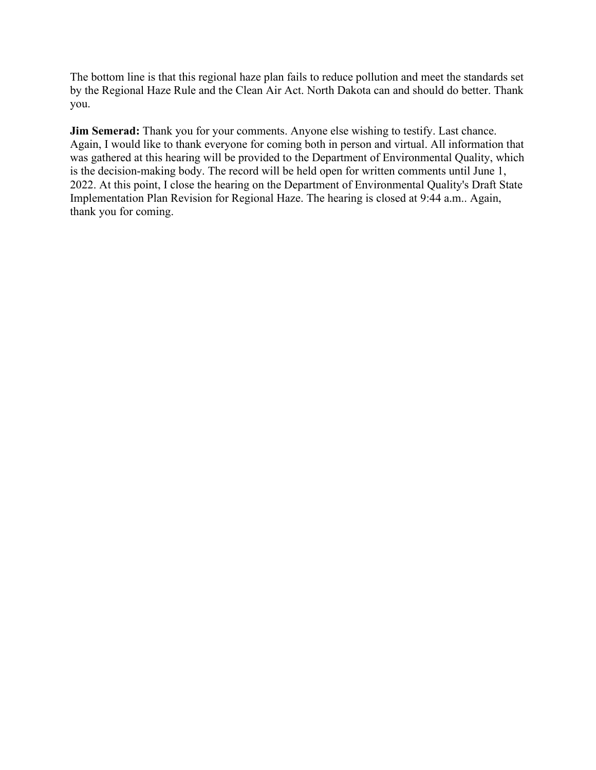The bottom line is that this regional haze plan fails to reduce pollution and meet the standards set by the Regional Haze Rule and the Clean Air Act. North Dakota can and should do better. Thank you.

**Jim Semerad:** Thank you for your comments. Anyone else wishing to testify. Last chance. Again, I would like to thank everyone for coming both in person and virtual. All information that was gathered at this hearing will be provided to the Department of Environmental Quality, which is the decision-making body. The record will be held open for written comments until June 1, 2022. At this point, I close the hearing on the Department of Environmental Quality's Draft State Implementation Plan Revision for Regional Haze. The hearing is closed at 9:44 a.m.. Again, thank you for coming.